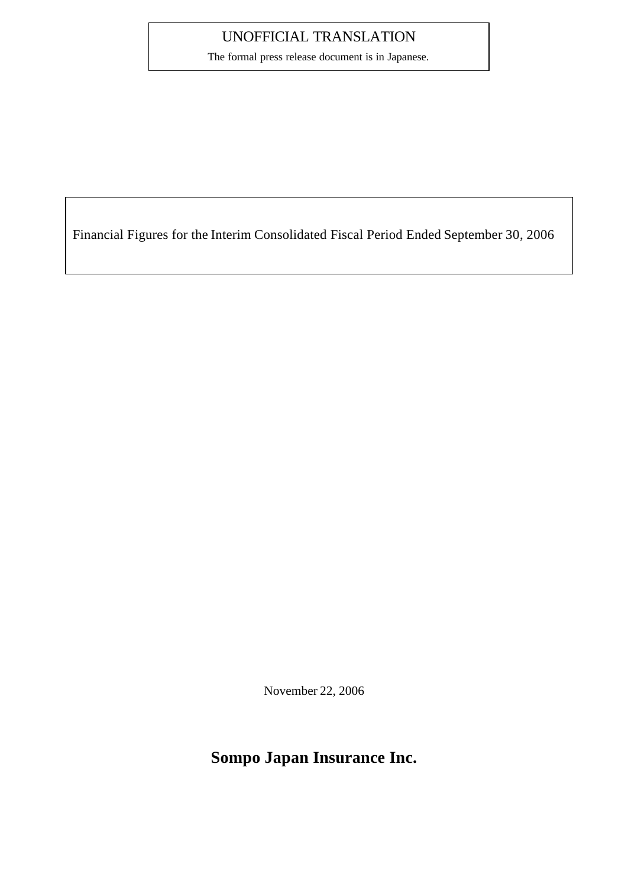UNOFFICIAL TRANSLATION

The formal press release document is in Japanese.

# Financial Figures for the Interim Consolidated Fiscal Period Ended September 30, 2006

November 22, 2006

**Sompo Japan Insurance Inc.**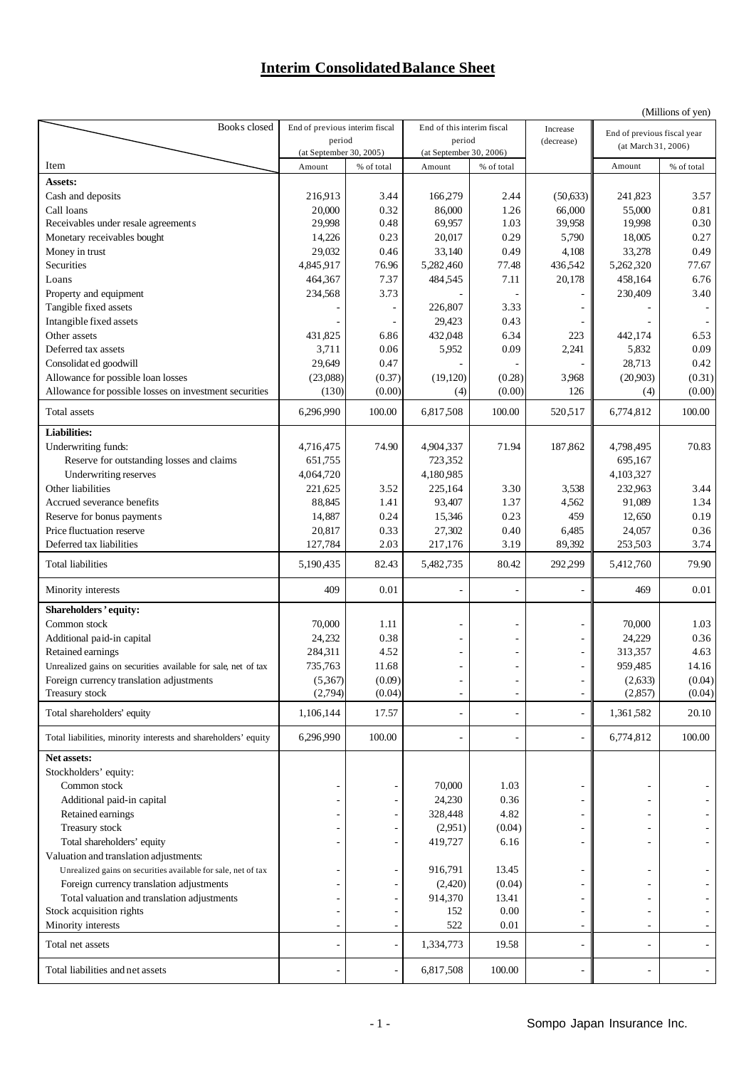# Interim Consolidated Balance Sheet

(Millions of yen)

| Item \ Books closed | End of previous interim fiscal period (at September 30, 2005) | | End of this interim fiscal period (at September 30, 2006) | | Increase (decrease) | End of previous fiscal year (at March 31, 2006) | |
|---|---|---|---|---|---|---|---|
| | Amount | % of total | Amount | % of total | | Amount | % of total |
| **Assets:** | | | | | | | |
| Cash and deposits | 216,913 | 3.44 | 166,279 | 2.44 | (50,633) | 241,823 | 3.57 |
| Call loans | 20,000 | 0.32 | 86,000 | 1.26 | 66,000 | 55,000 | 0.81 |
| Receivables under resale agreements | 29,998 | 0.48 | 69,957 | 1.03 | 39,958 | 19,998 | 0.30 |
| Monetary receivables bought | 14,226 | 0.23 | 20,017 | 0.29 | 5,790 | 18,005 | 0.27 |
| Money in trust | 29,032 | 0.46 | 33,140 | 0.49 | 4,108 | 33,278 | 0.49 |
| Securities | 4,845,917 | 76.96 | 5,282,460 | 77.48 | 436,542 | 5,262,320 | 77.67 |
| Loans | 464,367 | 7.37 | 484,545 | 7.11 | 20,178 | 458,164 | 6.76 |
| Property and equipment | 234,568 | 3.73 | - | - | - | 230,409 | 3.40 |
| Tangible fixed assets | - | - | 226,807 | 3.33 | - | - | - |
| Intangible fixed assets | - | - | 29,423 | 0.43 | - | - | - |
| Other assets | 431,825 | 6.86 | 432,048 | 6.34 | 223 | 442,174 | 6.53 |
| Deferred tax assets | 3,711 | 0.06 | 5,952 | 0.09 | 2,241 | 5,832 | 0.09 |
| Consolidated goodwill | 29,649 | 0.47 | - | - | - | 28,713 | 0.42 |
| Allowance for possible loan losses | (23,088) | (0.37) | (19,120) | (0.28) | 3,968 | (20,903) | (0.31) |
| Allowance for possible losses on investment securities | (130) | (0.00) | (4) | (0.00) | 126 | (4) | (0.00) |
| Total assets | 6,296,990 | 100.00 | 6,817,508 | 100.00 | 520,517 | 6,774,812 | 100.00 |
| **Liabilities:** | | | | | | | |
| Underwriting funds: | 4,716,475 | 74.90 | 4,904,337 | 71.94 | 187,862 | 4,798,495 | 70.83 |
| Reserve for outstanding losses and claims | 651,755 | | 723,352 | | | 695,167 | |
| Underwriting reserves | 4,064,720 | | 4,180,985 | | | 4,103,327 | |
| Other liabilities | 221,625 | 3.52 | 225,164 | 3.30 | 3,538 | 232,963 | 3.44 |
| Accrued severance benefits | 88,845 | 1.41 | 93,407 | 1.37 | 4,562 | 91,089 | 1.34 |
| Reserve for bonus payments | 14,887 | 0.24 | 15,346 | 0.23 | 459 | 12,650 | 0.19 |
| Price fluctuation reserve | 20,817 | 0.33 | 27,302 | 0.40 | 6,485 | 24,057 | 0.36 |
| Deferred tax liabilities | 127,784 | 2.03 | 217,176 | 3.19 | 89,392 | 253,503 | 3.74 |
| Total liabilities | 5,190,435 | 82.43 | 5,482,735 | 80.42 | 292,299 | 5,412,760 | 79.90 |
| Minority interests | 409 | 0.01 | - | - | - | 469 | 0.01 |
| **Shareholders' equity:** | | | | | | | |
| Common stock | 70,000 | 1.11 | - | - | - | 70,000 | 1.03 |
| Additional paid-in capital | 24,232 | 0.38 | - | - | - | 24,229 | 0.36 |
| Retained earnings | 284,311 | 4.52 | - | - | - | 313,357 | 4.63 |
| Unrealized gains on securities available for sale, net of tax | 735,763 | 11.68 | - | - | - | 959,485 | 14.16 |
| Foreign currency translation adjustments | (5,367) | (0.09) | - | - | - | (2,633) | (0.04) |
| Treasury stock | (2,794) | (0.04) | - | - | - | (2,857) | (0.04) |
| Total shareholders' equity | 1,106,144 | 17.57 | - | - | - | 1,361,582 | 20.10 |
| Total liabilities, minority interests and shareholders' equity | 6,296,990 | 100.00 | - | - | - | 6,774,812 | 100.00 |
| **Net assets:** | | | | | | | |
| Stockholders' equity: | | | | | | | |
| Common stock | - | - | 70,000 | 1.03 | - | - | - |
| Additional paid-in capital | - | - | 24,230 | 0.36 | - | - | - |
| Retained earnings | - | - | 328,448 | 4.82 | - | - | - |
| Treasury stock | - | - | (2,951) | (0.04) | - | - | - |
| Total shareholders' equity | - | - | 419,727 | 6.16 | - | - | - |
| Valuation and translation adjustments: | | | | | | | |
| Unrealized gains on securities available for sale, net of tax | - | - | 916,791 | 13.45 | - | - | - |
| Foreign currency translation adjustments | - | - | (2,420) | (0.04) | - | - | - |
| Total valuation and translation adjustments | - | - | 914,370 | 13.41 | - | - | - |
| Stock acquisition rights | - | - | 152 | 0.00 | - | - | - |
| Minority interests | - | - | 522 | 0.01 | - | - | - |
| Total net assets | - | - | 1,334,773 | 19.58 | - | - | - |
| Total liabilities and net assets | - | - | 6,817,508 | 100.00 | - | - | - |

Sompo Japan Insurance Inc.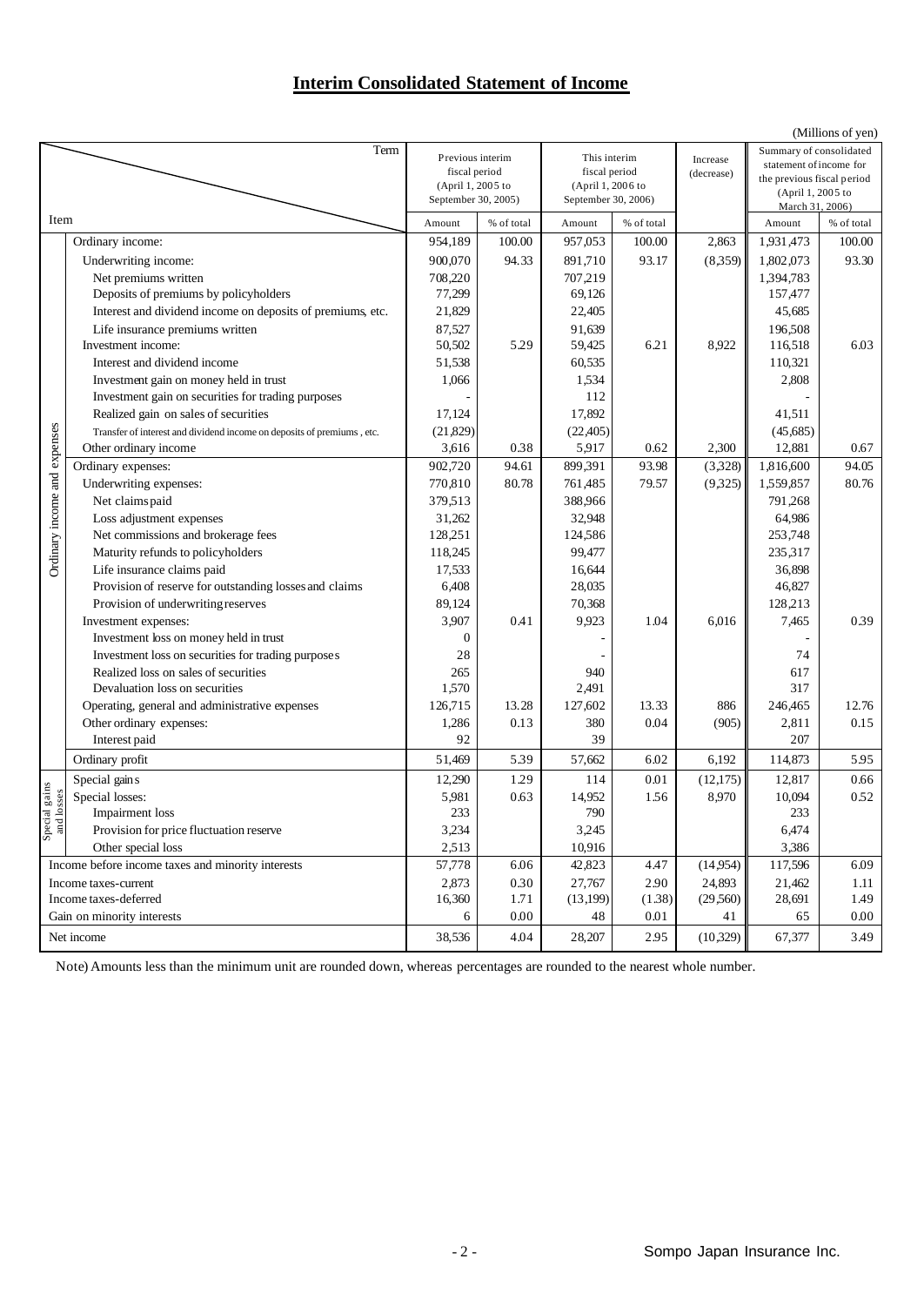# Interim Consolidated Statement of Income

(Millions of yen)

| | | Previous interim fiscal period (April 1, 2005 to September 30, 2005) | | This interim fiscal period (April 1, 2006 to September 30, 2006) | | Increase (decrease) | Summary of consolidated statement of income for the previous fiscal period (April 1, 2005 to March 31, 2006) | |
|---|---|---|---|---|---|---|---|---|
| | Item | Amount | % of total | Amount | % of total | | Amount | % of total |
| Ordinary income and expenses | Ordinary income: | 954,189 | 100.00 | 957,053 | 100.00 | 2,863 | 1,931,473 | 100.00 |
| | Underwriting income: | 900,070 | 94.33 | 891,710 | 93.17 | (8,359) | 1,802,073 | 93.30 |
| | Net premiums written | 708,220 | | 707,219 | | | 1,394,783 | |
| | Deposits of premiums by policyholders | 77,299 | | 69,126 | | | 157,477 | |
| | Interest and dividend income on deposits of premiums, etc. | 21,829 | | 22,405 | | | 45,685 | |
| | Life insurance premiums written | 87,527 | | 91,639 | | | 196,508 | |
| | Investment income: | 50,502 | 5.29 | 59,425 | 6.21 | 8,922 | 116,518 | 6.03 |
| | Interest and dividend income | 51,538 | | 60,535 | | | 110,321 | |
| | Investment gain on money held in trust | 1,066 | | 1,534 | | | 2,808 | |
| | Investment gain on securities for trading purposes | - | | 112 | | | - | |
| | Realized gain on sales of securities | 17,124 | | 17,892 | | | 41,511 | |
| | Transfer of interest and dividend income on deposits of premiums , etc. | (21,829) | | (22,405) | | | (45,685) | |
| | Other ordinary income | 3,616 | 0.38 | 5,917 | 0.62 | 2,300 | 12,881 | 0.67 |
| | Ordinary expenses: | 902,720 | 94.61 | 899,391 | 93.98 | (3,328) | 1,816,600 | 94.05 |
| | Underwriting expenses: | 770,810 | 80.78 | 761,485 | 79.57 | (9,325) | 1,559,857 | 80.76 |
| | Net claims paid | 379,513 | | 388,966 | | | 791,268 | |
| | Loss adjustment expenses | 31,262 | | 32,948 | | | 64,986 | |
| | Net commissions and brokerage fees | 128,251 | | 124,586 | | | 253,748 | |
| | Maturity refunds to policyholders | 118,245 | | 99,477 | | | 235,317 | |
| | Life insurance claims paid | 17,533 | | 16,644 | | | 36,898 | |
| | Provision of reserve for outstanding losses and claims | 6,408 | | 28,035 | | | 46,827 | |
| | Provision of underwriting reserves | 89,124 | | 70,368 | | | 128,213 | |
| | Investment expenses: | 3,907 | 0.41 | 9,923 | 1.04 | 6,016 | 7,465 | 0.39 |
| | Investment loss on money held in trust | 0 | | - | | | - | |
| | Investment loss on securities for trading purposes | 28 | | - | | | 74 | |
| | Realized loss on sales of securities | 265 | | 940 | | | 617 | |
| | Devaluation loss on securities | 1,570 | | 2,491 | | | 317 | |
| | Operating, general and administrative expenses | 126,715 | 13.28 | 127,602 | 13.33 | 886 | 246,465 | 12.76 |
| | Other ordinary expenses: | 1,286 | 0.13 | 380 | 0.04 | (905) | 2,811 | 0.15 |
| | Interest paid | 92 | | 39 | | | 207 | |
| | Ordinary profit | 51,469 | 5.39 | 57,662 | 6.02 | 6,192 | 114,873 | 5.95 |
| Special gains and losses | Special gains | 12,290 | 1.29 | 114 | 0.01 | (12,175) | 12,817 | 0.66 |
| | Special losses: | 5,981 | 0.63 | 14,952 | 1.56 | 8,970 | 10,094 | 0.52 |
| | Impairment loss | 233 | | 790 | | | 233 | |
| | Provision for price fluctuation reserve | 3,234 | | 3,245 | | | 6,474 | |
| | Other special loss | 2,513 | | 10,916 | | | 3,386 | |
| Income before income taxes and minority interests | | 57,778 | 6.06 | 42,823 | 4.47 | (14,954) | 117,596 | 6.09 |
| Income taxes-current | | 2,873 | 0.30 | 27,767 | 2.90 | 24,893 | 21,462 | 1.11 |
| Income taxes-deferred | | 16,360 | 1.71 | (13,199) | (1.38) | (29,560) | 28,691 | 1.49 |
| Gain on minority interests | | 6 | 0.00 | 48 | 0.01 | 41 | 65 | 0.00 |
| Net income | | 38,536 | 4.04 | 28,207 | 2.95 | (10,329) | 67,377 | 3.49 |

Note) Amounts less than the minimum unit are rounded down, whereas percentages are rounded to the nearest whole number.